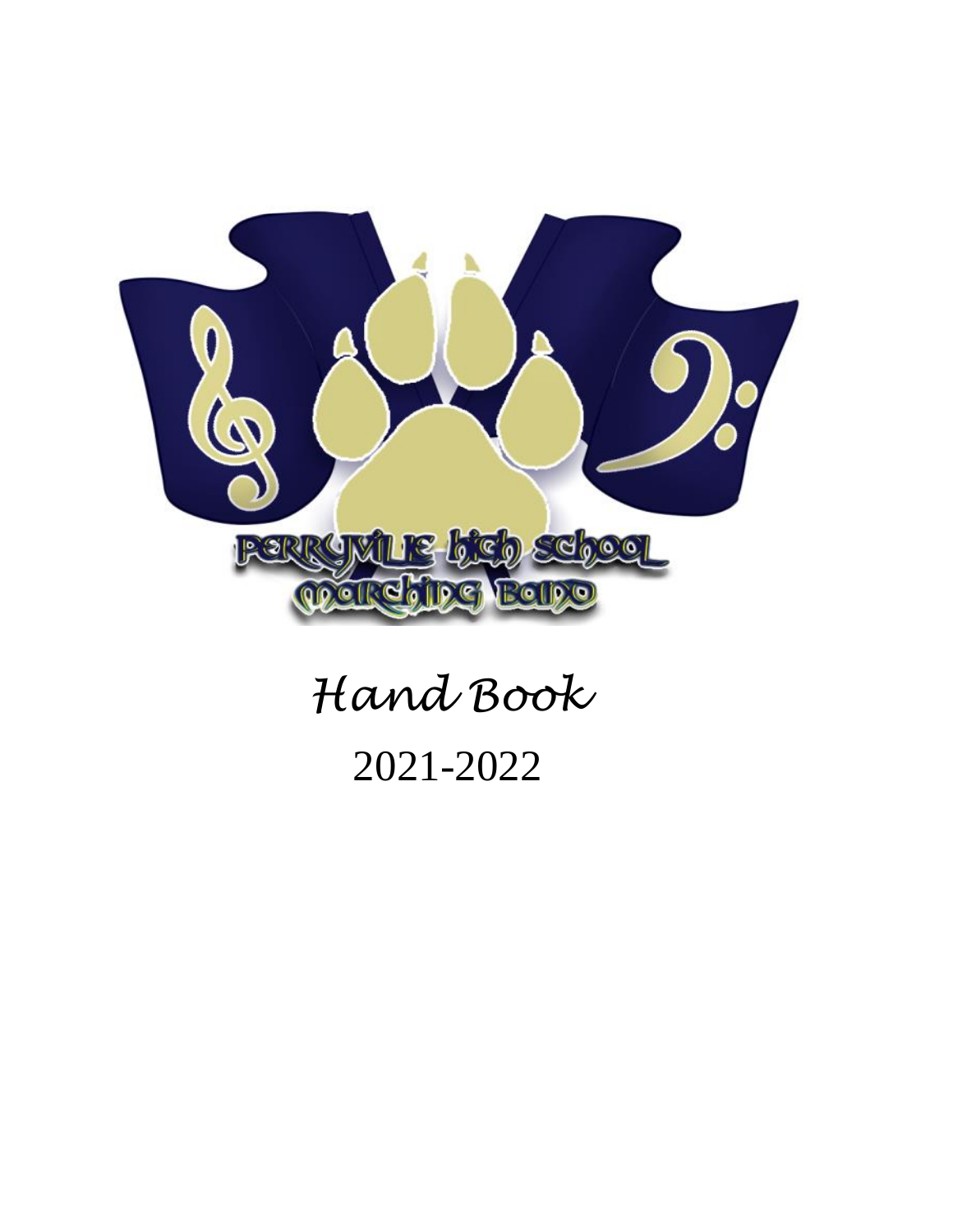Perryville High School Marching Band

# *Hand Book*

2021-2022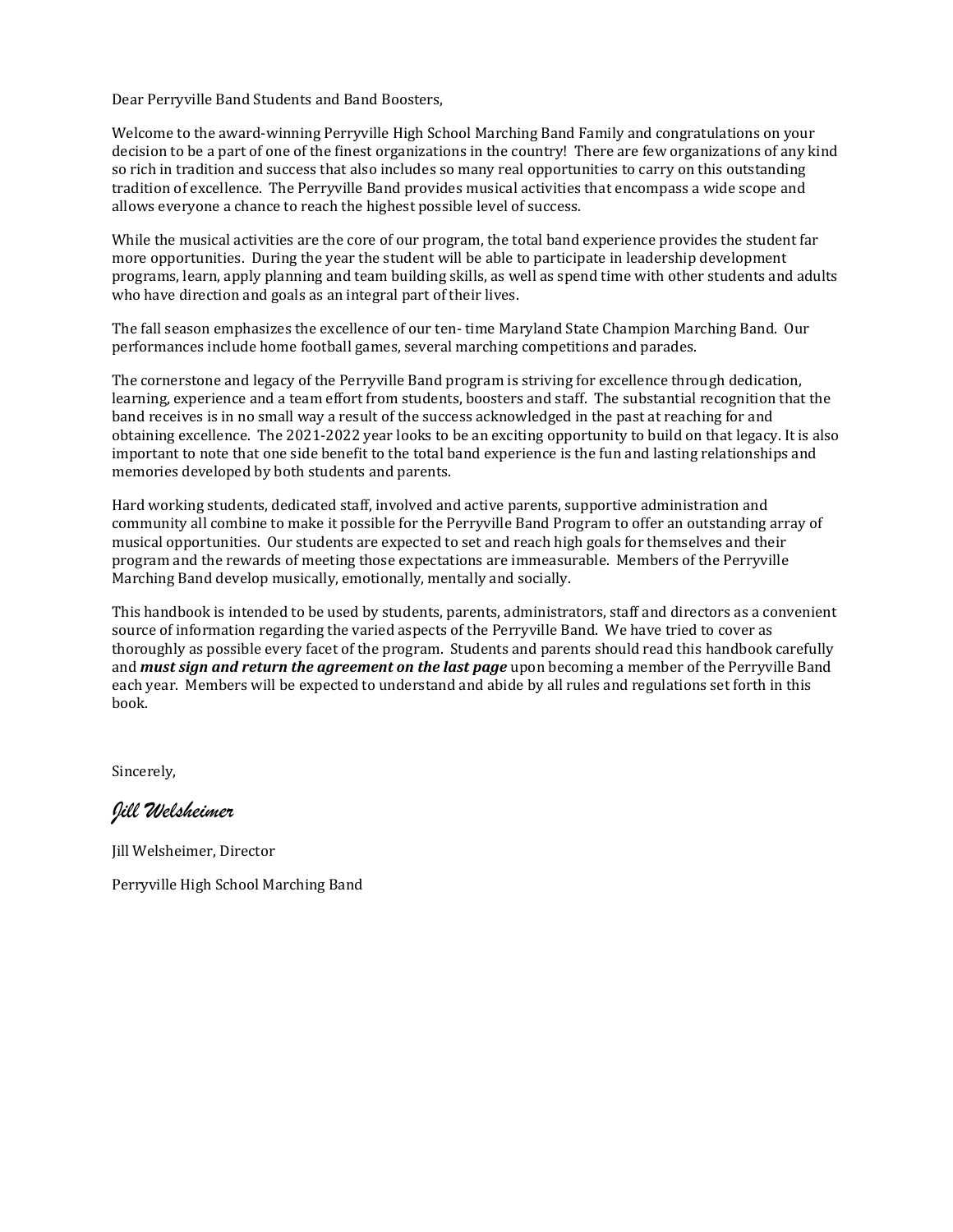Dear Perryville Band Students and Band Boosters,

Welcome to the award-winning Perryville High School Marching Band Family and congratulations on your decision to be a part of one of the finest organizations in the country! There are few organizations of any kind so rich in tradition and success that also includes so many real opportunities to carry on this outstanding tradition of excellence. The Perryville Band provides musical activities that encompass a wide scope and allows everyone a chance to reach the highest possible level of success.

While the musical activities are the core of our program, the total band experience provides the student far more opportunities. During the year the student will be able to participate in leadership development programs, learn, apply planning and team building skills, as well as spend time with other students and adults who have direction and goals as an integral part of their lives.

The fall season emphasizes the excellence of our ten- time Maryland State Champion Marching Band. Our performances include home football games, several marching competitions and parades.

The cornerstone and legacy of the Perryville Band program is striving for excellence through dedication, learning, experience and a team effort from students, boosters and staff. The substantial recognition that the band receives is in no small way a result of the success acknowledged in the past at reaching for and obtaining excellence. The 2021-2022 year looks to be an exciting opportunity to build on that legacy. It is also important to note that one side benefit to the total band experience is the fun and lasting relationships and memories developed by both students and parents.

Hard working students, dedicated staff, involved and active parents, supportive administration and community all combine to make it possible for the Perryville Band Program to offer an outstanding array of musical opportunities. Our students are expected to set and reach high goals for themselves and their program and the rewards of meeting those expectations are immeasurable. Members of the Perryville Marching Band develop musically, emotionally, mentally and socially.

This handbook is intended to be used by students, parents, administrators, staff and directors as a convenient source of information regarding the varied aspects of the Perryville Band. We have tried to cover as thoroughly as possible every facet of the program. Students and parents should read this handbook carefully and ***must sign and return the agreement on the last page*** upon becoming a member of the Perryville Band each year. Members will be expected to understand and abide by all rules and regulations set forth in this book.

Sincerely,

*Jill Welsheimer*

Jill Welsheimer, Director

Perryville High School Marching Band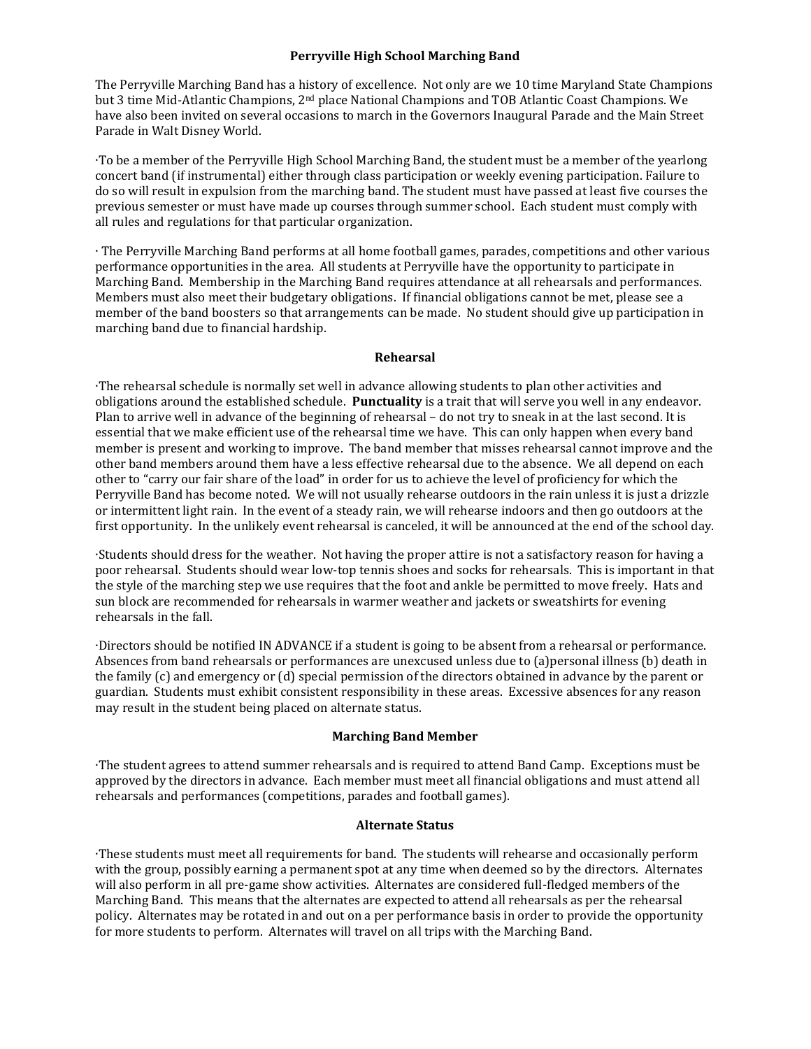# Perryville High School Marching Band

The Perryville Marching Band has a history of excellence. Not only are we 10 time Maryland State Champions but 3 time Mid-Atlantic Champions, 2nd place National Champions and TOB Atlantic Coast Champions. We have also been invited on several occasions to march in the Governors Inaugural Parade and the Main Street Parade in Walt Disney World.

·To be a member of the Perryville High School Marching Band, the student must be a member of the yearlong concert band (if instrumental) either through class participation or weekly evening participation. Failure to do so will result in expulsion from the marching band. The student must have passed at least five courses the previous semester or must have made up courses through summer school. Each student must comply with all rules and regulations for that particular organization.

· The Perryville Marching Band performs at all home football games, parades, competitions and other various performance opportunities in the area. All students at Perryville have the opportunity to participate in Marching Band. Membership in the Marching Band requires attendance at all rehearsals and performances. Members must also meet their budgetary obligations. If financial obligations cannot be met, please see a member of the band boosters so that arrangements can be made. No student should give up participation in marching band due to financial hardship.

## Rehearsal

·The rehearsal schedule is normally set well in advance allowing students to plan other activities and obligations around the established schedule. **Punctuality** is a trait that will serve you well in any endeavor. Plan to arrive well in advance of the beginning of rehearsal – do not try to sneak in at the last second. It is essential that we make efficient use of the rehearsal time we have. This can only happen when every band member is present and working to improve. The band member that misses rehearsal cannot improve and the other band members around them have a less effective rehearsal due to the absence. We all depend on each other to "carry our fair share of the load" in order for us to achieve the level of proficiency for which the Perryville Band has become noted. We will not usually rehearse outdoors in the rain unless it is just a drizzle or intermittent light rain. In the event of a steady rain, we will rehearse indoors and then go outdoors at the first opportunity. In the unlikely event rehearsal is canceled, it will be announced at the end of the school day.

·Students should dress for the weather. Not having the proper attire is not a satisfactory reason for having a poor rehearsal. Students should wear low-top tennis shoes and socks for rehearsals. This is important in that the style of the marching step we use requires that the foot and ankle be permitted to move freely. Hats and sun block are recommended for rehearsals in warmer weather and jackets or sweatshirts for evening rehearsals in the fall.

·Directors should be notified IN ADVANCE if a student is going to be absent from a rehearsal or performance. Absences from band rehearsals or performances are unexcused unless due to (a)personal illness (b) death in the family (c) and emergency or (d) special permission of the directors obtained in advance by the parent or guardian. Students must exhibit consistent responsibility in these areas. Excessive absences for any reason may result in the student being placed on alternate status.

## Marching Band Member

·The student agrees to attend summer rehearsals and is required to attend Band Camp. Exceptions must be approved by the directors in advance. Each member must meet all financial obligations and must attend all rehearsals and performances (competitions, parades and football games).

## Alternate Status

·These students must meet all requirements for band. The students will rehearse and occasionally perform with the group, possibly earning a permanent spot at any time when deemed so by the directors. Alternates will also perform in all pre-game show activities. Alternates are considered full-fledged members of the Marching Band. This means that the alternates are expected to attend all rehearsals as per the rehearsal policy. Alternates may be rotated in and out on a per performance basis in order to provide the opportunity for more students to perform. Alternates will travel on all trips with the Marching Band.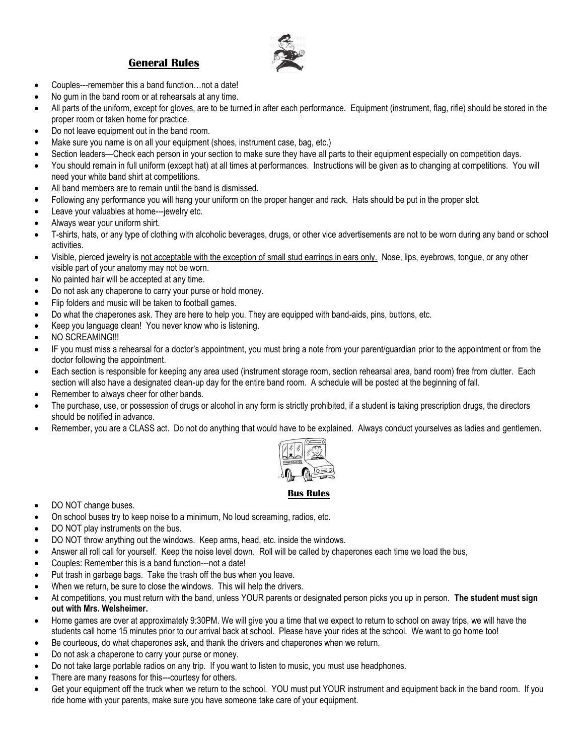## General Rules

- Couples---remember this a band function…not a date!
- No gum in the band room or at rehearsals at any time.
- All parts of the uniform, except for gloves, are to be turned in after each performance. Equipment (instrument, flag, rifle) should be stored in the proper room or taken home for practice.
- Do not leave equipment out in the band room.
- Make sure you name is on all your equipment (shoes, instrument case, bag, etc.)
- Section leaders—Check each person in your section to make sure they have all parts to their equipment especially on competition days.
- You should remain in full uniform (except hat) at all times at performances. Instructions will be given as to changing at competitions. You will need your white band shirt at competitions.
- All band members are to remain until the band is dismissed.
- Following any performance you will hang your uniform on the proper hanger and rack. Hats should be put in the proper slot.
- Leave your valuables at home---jewelry etc.
- Always wear your uniform shirt.
- T-shirts, hats, or any type of clothing with alcoholic beverages, drugs, or other vice advertisements are not to be worn during any band or school activities.
- Visible, pierced jewelry is <u>not acceptable with the exception of small stud earrings in ears only.</u> Nose, lips, eyebrows, tongue, or any other visible part of your anatomy may not be worn.
- No painted hair will be accepted at any time.
- Do not ask any chaperone to carry your purse or hold money.
- Flip folders and music will be taken to football games.
- Do what the chaperones ask. They are here to help you. They are equipped with band-aids, pins, buttons, etc.
- Keep you language clean! You never know who is listening.
- NO SCREAMING!!!
- IF you must miss a rehearsal for a doctor's appointment, you must bring a note from your parent/guardian prior to the appointment or from the doctor following the appointment.
- Each section is responsible for keeping any area used (instrument storage room, section rehearsal area, band room) free from clutter. Each section will also have a designated clean-up day for the entire band room. A schedule will be posted at the beginning of fall.
- Remember to always cheer for other bands.
- The purchase, use, or possession of drugs or alcohol in any form is strictly prohibited, if a student is taking prescription drugs, the directors should be notified in advance.
- Remember, you are a CLASS act. Do not do anything that would have to be explained. Always conduct yourselves as ladies and gentlemen.

## Bus Rules

- DO NOT change buses.
- On school buses try to keep noise to a minimum, No loud screaming, radios, etc.
- DO NOT play instruments on the bus.
- DO NOT throw anything out the windows. Keep arms, head, etc. inside the windows.
- Answer all roll call for yourself. Keep the noise level down. Roll will be called by chaperones each time we load the bus,
- Couples: Remember this is a band function---not a date!
- Put trash in garbage bags. Take the trash off the bus when you leave.
- When we return, be sure to close the windows. This will help the drivers.
- At competitions, you must return with the band, unless YOUR parents or designated person picks you up in person. **The student must sign out with Mrs. Welsheimer.**
- Home games are over at approximately 9:30PM. We will give you a time that we expect to return to school on away trips, we will have the students call home 15 minutes prior to our arrival back at school. Please have your rides at the school. We want to go home too!
- Be courteous, do what chaperones ask, and thank the drivers and chaperones when we return.
- Do not ask a chaperone to carry your purse or money.
- Do not take large portable radios on any trip. If you want to listen to music, you must use headphones.
- There are many reasons for this---courtesy for others.
- Get your equipment off the truck when we return to the school. YOU must put YOUR instrument and equipment back in the band room. If you ride home with your parents, make sure you have someone take care of your equipment.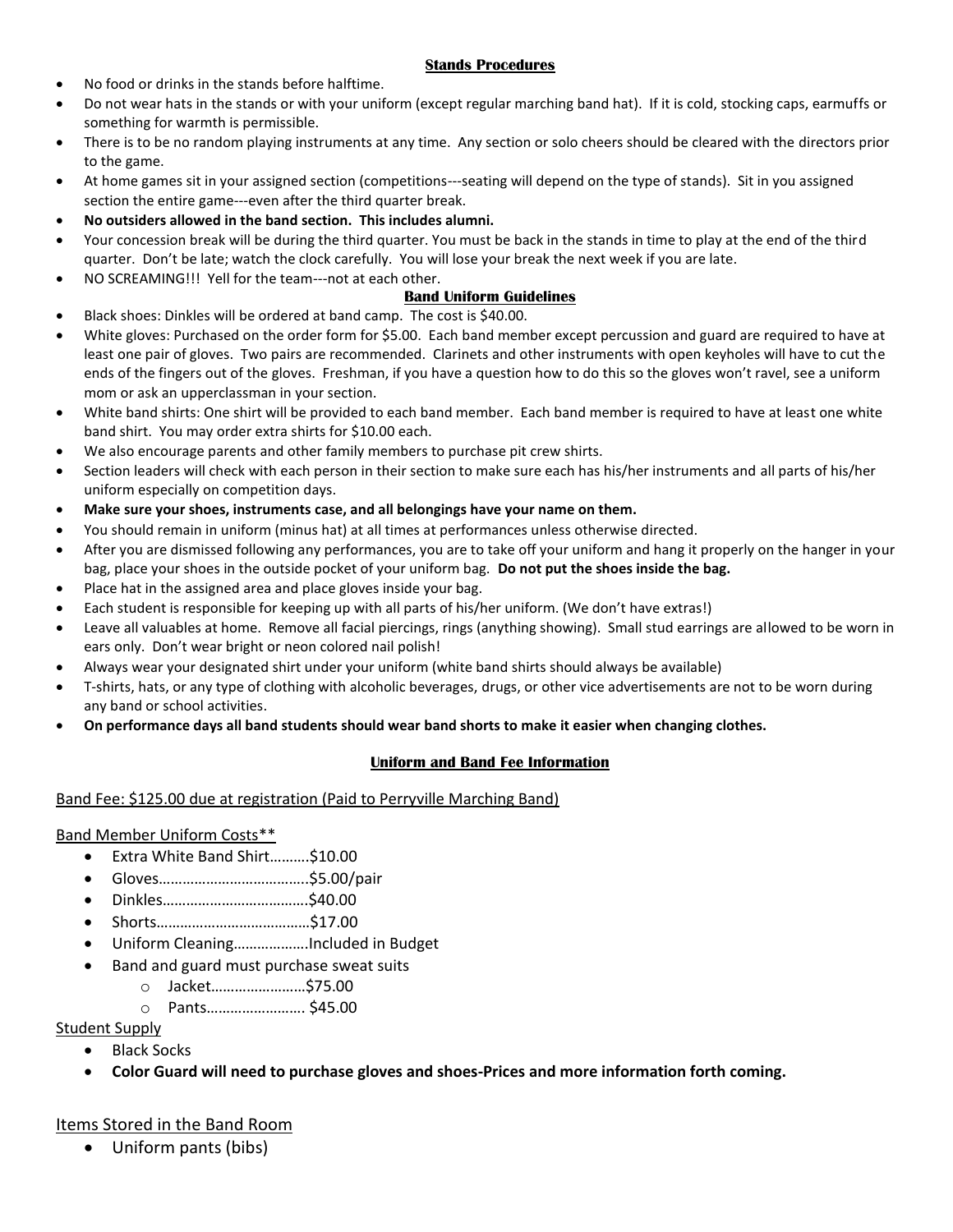## Stands Procedures

- No food or drinks in the stands before halftime.
- Do not wear hats in the stands or with your uniform (except regular marching band hat). If it is cold, stocking caps, earmuffs or something for warmth is permissible.
- There is to be no random playing instruments at any time. Any section or solo cheers should be cleared with the directors prior to the game.
- At home games sit in your assigned section (competitions---seating will depend on the type of stands). Sit in you assigned section the entire game---even after the third quarter break.
- **No outsiders allowed in the band section. This includes alumni.**
- Your concession break will be during the third quarter. You must be back in the stands in time to play at the end of the third quarter. Don't be late; watch the clock carefully. You will lose your break the next week if you are late.
- NO SCREAMING!!! Yell for the team---not at each other.

## Band Uniform Guidelines

- Black shoes: Dinkles will be ordered at band camp. The cost is $40.00.
- White gloves: Purchased on the order form for $5.00. Each band member except percussion and guard are required to have at least one pair of gloves. Two pairs are recommended. Clarinets and other instruments with open keyholes will have to cut the ends of the fingers out of the gloves. Freshman, if you have a question how to do this so the gloves won't ravel, see a uniform mom or ask an upperclassman in your section.
- White band shirts: One shirt will be provided to each band member. Each band member is required to have at least one white band shirt. You may order extra shirts for $10.00 each.
- We also encourage parents and other family members to purchase pit crew shirts.
- Section leaders will check with each person in their section to make sure each has his/her instruments and all parts of his/her uniform especially on competition days.
- **Make sure your shoes, instruments case, and all belongings have your name on them.**
- You should remain in uniform (minus hat) at all times at performances unless otherwise directed.
- After you are dismissed following any performances, you are to take off your uniform and hang it properly on the hanger in your bag, place your shoes in the outside pocket of your uniform bag. **Do not put the shoes inside the bag.**
- Place hat in the assigned area and place gloves inside your bag.
- Each student is responsible for keeping up with all parts of his/her uniform. (We don't have extras!)
- Leave all valuables at home. Remove all facial piercings, rings (anything showing). Small stud earrings are allowed to be worn in ears only. Don't wear bright or neon colored nail polish!
- Always wear your designated shirt under your uniform (white band shirts should always be available)
- T-shirts, hats, or any type of clothing with alcoholic beverages, drugs, or other vice advertisements are not to be worn during any band or school activities.
- **On performance days all band students should wear band shorts to make it easier when changing clothes.**

## Uniform and Band Fee Information

Band Fee: $125.00 due at registration (Paid to Perryville Marching Band)

Band Member Uniform Costs**

- Extra White Band Shirt……….$10.00
- Gloves………………………………..$5.00/pair
- Dinkles……………………………….$40.00
- Shorts…………………………………$17.00
- Uniform Cleaning………………Included in Budget
- Band and guard must purchase sweat suits
  - Jacket……………………$75.00
  - Pants……………………. $45.00

Student Supply

- Black Socks
- **Color Guard will need to purchase gloves and shoes-Prices and more information forth coming.**

### Items Stored in the Band Room

- Uniform pants (bibs)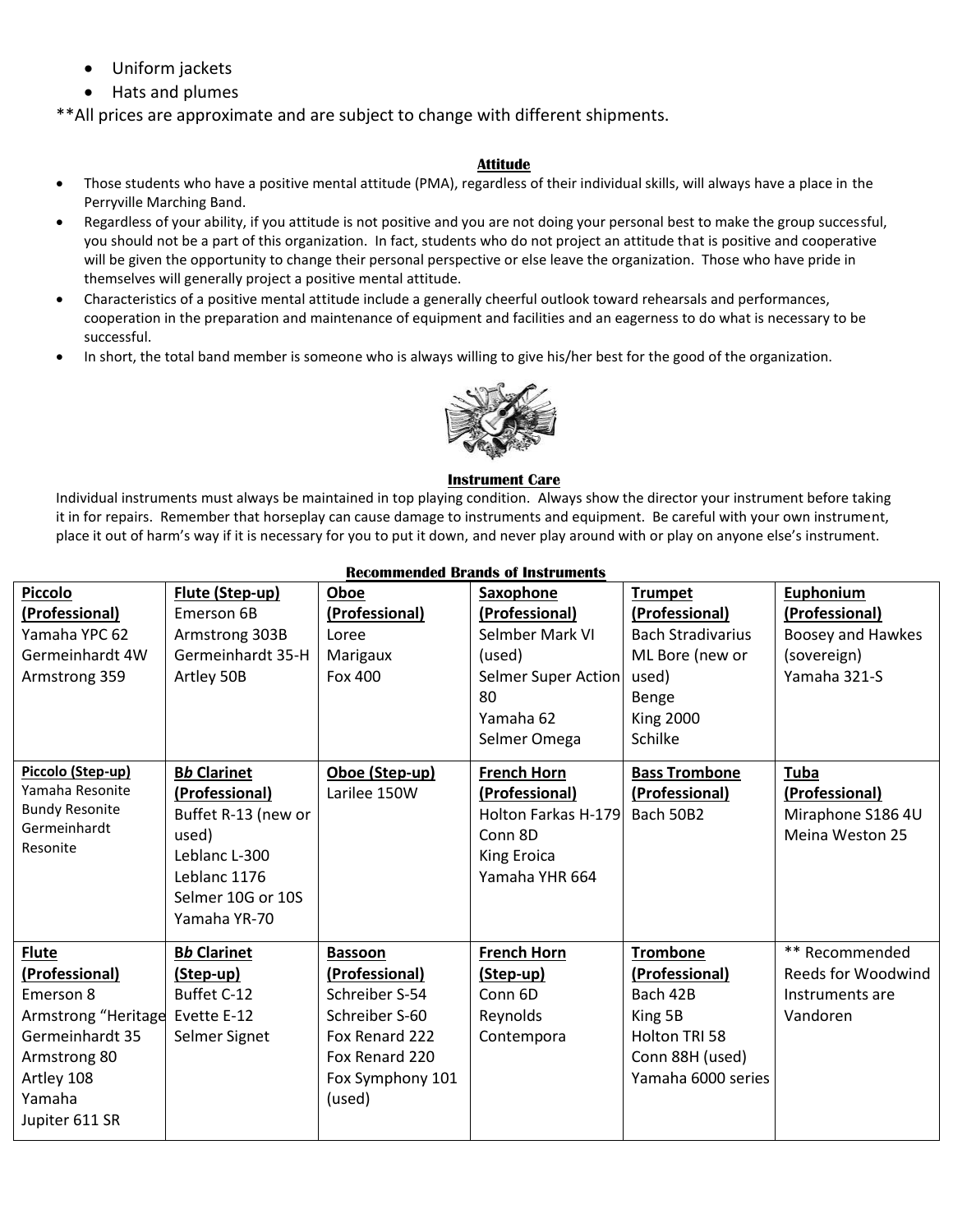- Uniform jackets
- Hats and plumes

**All prices are approximate and are subject to change with different shipments.

**Attitude**

- Those students who have a positive mental attitude (PMA), regardless of their individual skills, will always have a place in the Perryville Marching Band.
- Regardless of your ability, if you attitude is not positive and you are not doing your personal best to make the group successful, you should not be a part of this organization. In fact, students who do not project an attitude that is positive and cooperative will be given the opportunity to change their personal perspective or else leave the organization. Those who have pride in themselves will generally project a positive mental attitude.
- Characteristics of a positive mental attitude include a generally cheerful outlook toward rehearsals and performances, cooperation in the preparation and maintenance of equipment and facilities and an eagerness to do what is necessary to be successful.
- In short, the total band member is someone who is always willing to give his/her best for the good of the organization.

**Instrument Care**

Individual instruments must always be maintained in top playing condition. Always show the director your instrument before taking it in for repairs. Remember that horseplay can cause damage to instruments and equipment. Be careful with your own instrument, place it out of harm's way if it is necessary for you to put it down, and never play around with or play on anyone else's instrument.

**Recommended Brands of Instruments**

| Piccolo (Professional) | Flute (Step-up) | Oboe (Professional) | Saxophone (Professional) | Trumpet (Professional) | Euphonium (Professional) |
|---|---|---|---|---|---|
| Yamaha YPC 62<br>Germeinhardt 4W<br>Armstrong 359 | Emerson 6B<br>Armstrong 303B<br>Germeinhardt 35-H<br>Artley 50B | Loree<br>Marigaux<br>Fox 400 | Selmber Mark VI (used)<br>Selmer Super Action 80<br>Yamaha 62<br>Selmer Omega | Bach Stradivarius ML Bore (new or used)<br>Benge<br>King 2000<br>Schilke | Boosey and Hawkes (sovereign)<br>Yamaha 321-S |
| **Piccolo (Step-up)**<br>Yamaha Resonite<br>Bundy Resonite<br>Germeinhardt Resonite | **B*b* Clarinet (Professional)**<br>Buffet R-13 (new or used)<br>Leblanc L-300<br>Leblanc 1176<br>Selmer 10G or 10S<br>Yamaha YR-70 | **Oboe (Step-up)**<br>Larilee 150W | **French Horn (Professional)**<br>Holton Farkas H-179<br>Conn 8D<br>King Eroica<br>Yamaha YHR 664 | **Bass Trombone (Professional)**<br>Bach 50B2 | **Tuba (Professional)**<br>Miraphone S186 4U<br>Meina Weston 25 |
| **Flute (Professional)**<br>Emerson 8<br>Armstrong "Heritage<br>Germeinhardt 35<br>Armstrong 80<br>Artley 108<br>Yamaha<br>Jupiter 611 SR | **B*b* Clarinet (Step-up)**<br>Buffet C-12<br>Evette E-12<br>Selmer Signet | **Bassoon (Professional)**<br>Schreiber S-54<br>Schreiber S-60<br>Fox Renard 222<br>Fox Renard 220<br>Fox Symphony 101 (used) | **French Horn (Step-up)**<br>Conn 6D<br>Reynolds<br>Contempora | **Trombone (Professional)**<br>Bach 42B<br>King 5B<br>Holton TRI 58<br>Conn 88H (used)<br>Yamaha 6000 series | ** Recommended Reeds for Woodwind Instruments are Vandoren |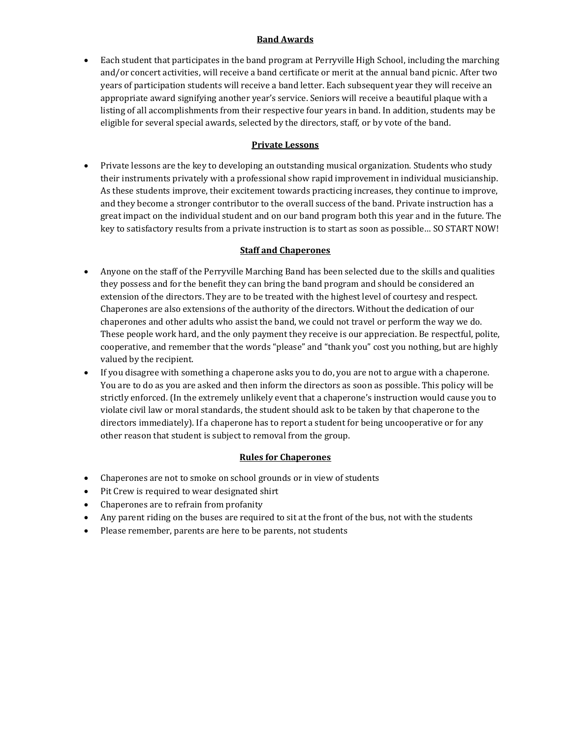## Band Awards

- Each student that participates in the band program at Perryville High School, including the marching and/or concert activities, will receive a band certificate or merit at the annual band picnic. After two years of participation students will receive a band letter. Each subsequent year they will receive an appropriate award signifying another year's service. Seniors will receive a beautiful plaque with a listing of all accomplishments from their respective four years in band. In addition, students may be eligible for several special awards, selected by the directors, staff, or by vote of the band.

## Private Lessons

- Private lessons are the key to developing an outstanding musical organization. Students who study their instruments privately with a professional show rapid improvement in individual musicianship. As these students improve, their excitement towards practicing increases, they continue to improve, and they become a stronger contributor to the overall success of the band. Private instruction has a great impact on the individual student and on our band program both this year and in the future. The key to satisfactory results from a private instruction is to start as soon as possible… SO START NOW!

## Staff and Chaperones

- Anyone on the staff of the Perryville Marching Band has been selected due to the skills and qualities they possess and for the benefit they can bring the band program and should be considered an extension of the directors. They are to be treated with the highest level of courtesy and respect. Chaperones are also extensions of the authority of the directors. Without the dedication of our chaperones and other adults who assist the band, we could not travel or perform the way we do. These people work hard, and the only payment they receive is our appreciation. Be respectful, polite, cooperative, and remember that the words "please" and "thank you" cost you nothing, but are highly valued by the recipient.
- If you disagree with something a chaperone asks you to do, you are not to argue with a chaperone. You are to do as you are asked and then inform the directors as soon as possible. This policy will be strictly enforced. (In the extremely unlikely event that a chaperone's instruction would cause you to violate civil law or moral standards, the student should ask to be taken by that chaperone to the directors immediately). If a chaperone has to report a student for being uncooperative or for any other reason that student is subject to removal from the group.

## Rules for Chaperones

- Chaperones are not to smoke on school grounds or in view of students
- Pit Crew is required to wear designated shirt
- Chaperones are to refrain from profanity
- Any parent riding on the buses are required to sit at the front of the bus, not with the students
- Please remember, parents are here to be parents, not students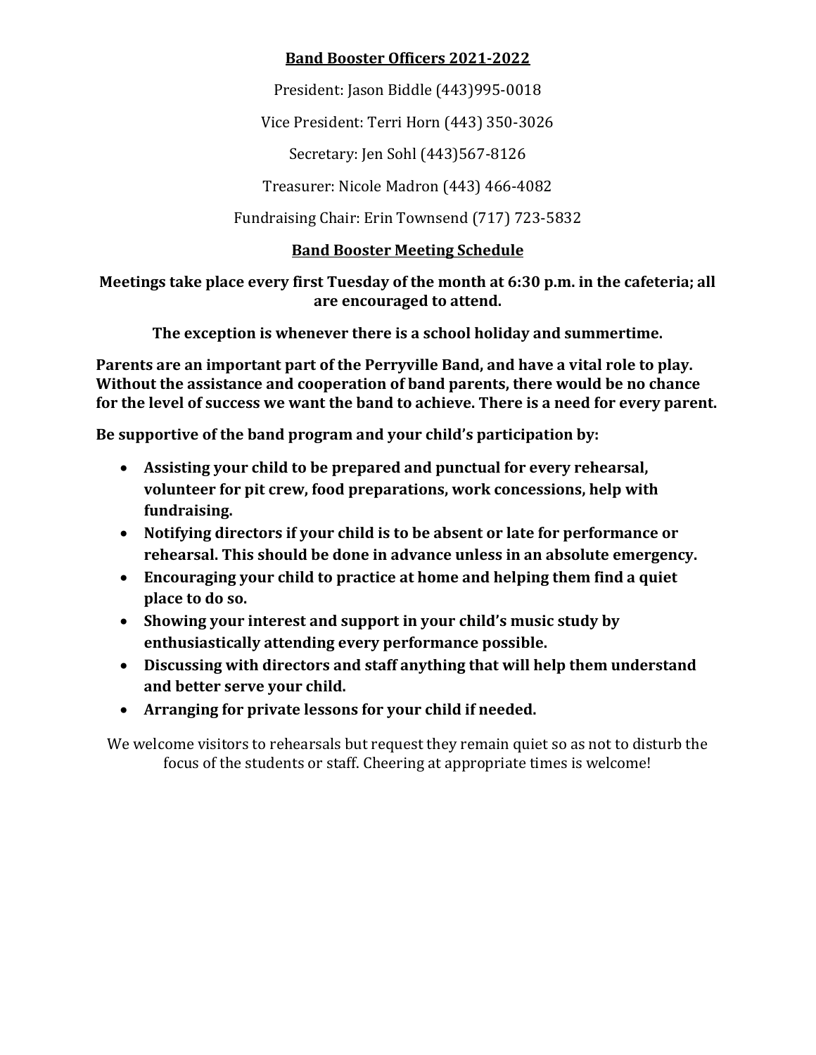## Band Booster Officers 2021-2022

President: Jason Biddle (443)995-0018

Vice President: Terri Horn (443) 350-3026

Secretary: Jen Sohl (443)567-8126

Treasurer: Nicole Madron (443) 466-4082

Fundraising Chair: Erin Townsend (717) 723-5832

## Band Booster Meeting Schedule

**Meetings take place every first Tuesday of the month at 6:30 p.m. in the cafeteria; all are encouraged to attend.**

**The exception is whenever there is a school holiday and summertime.**

**Parents are an important part of the Perryville Band, and have a vital role to play. Without the assistance and cooperation of band parents, there would be no chance for the level of success we want the band to achieve. There is a need for every parent.**

**Be supportive of the band program and your child's participation by:**

- **Assisting your child to be prepared and punctual for every rehearsal, volunteer for pit crew, food preparations, work concessions, help with fundraising.**
- **Notifying directors if your child is to be absent or late for performance or rehearsal. This should be done in advance unless in an absolute emergency.**
- **Encouraging your child to practice at home and helping them find a quiet place to do so.**
- **Showing your interest and support in your child's music study by enthusiastically attending every performance possible.**
- **Discussing with directors and staff anything that will help them understand and better serve your child.**
- **Arranging for private lessons for your child if needed.**

We welcome visitors to rehearsals but request they remain quiet so as not to disturb the focus of the students or staff. Cheering at appropriate times is welcome!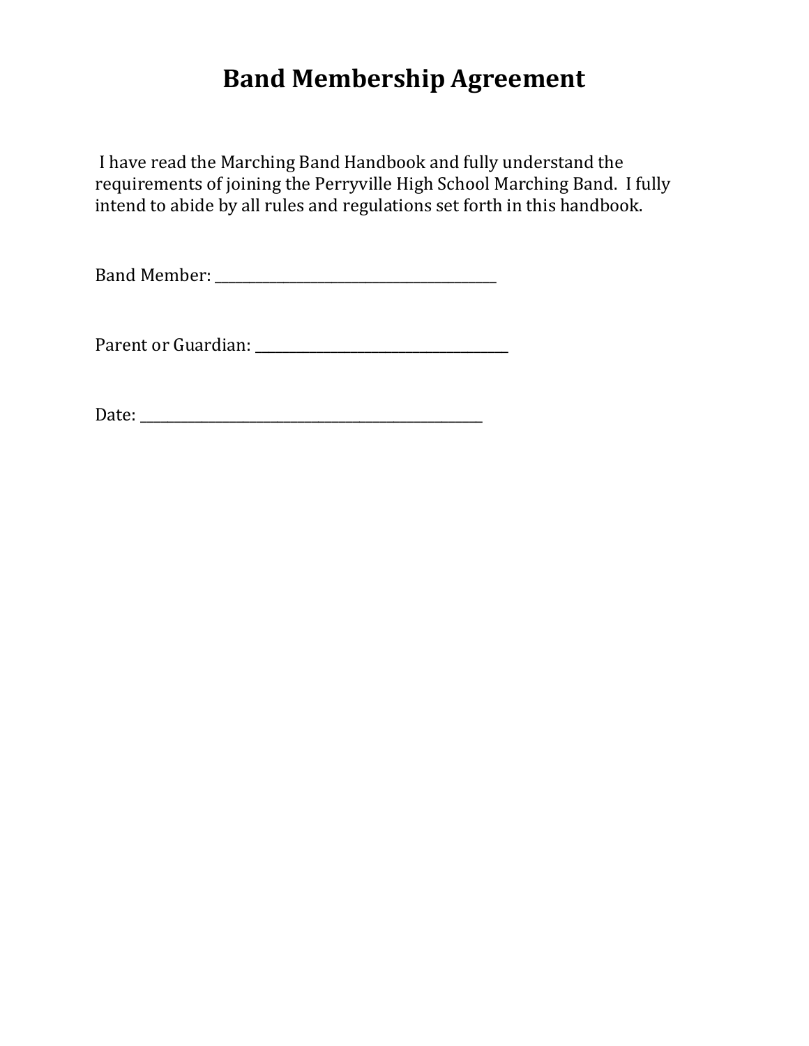# Band Membership Agreement

I have read the Marching Band Handbook and fully understand the requirements of joining the Perryville High School Marching Band. I fully intend to abide by all rules and regulations set forth in this handbook.

Band Member: ________________________________________

Parent or Guardian: ____________________________________

Date: ________________________________________________